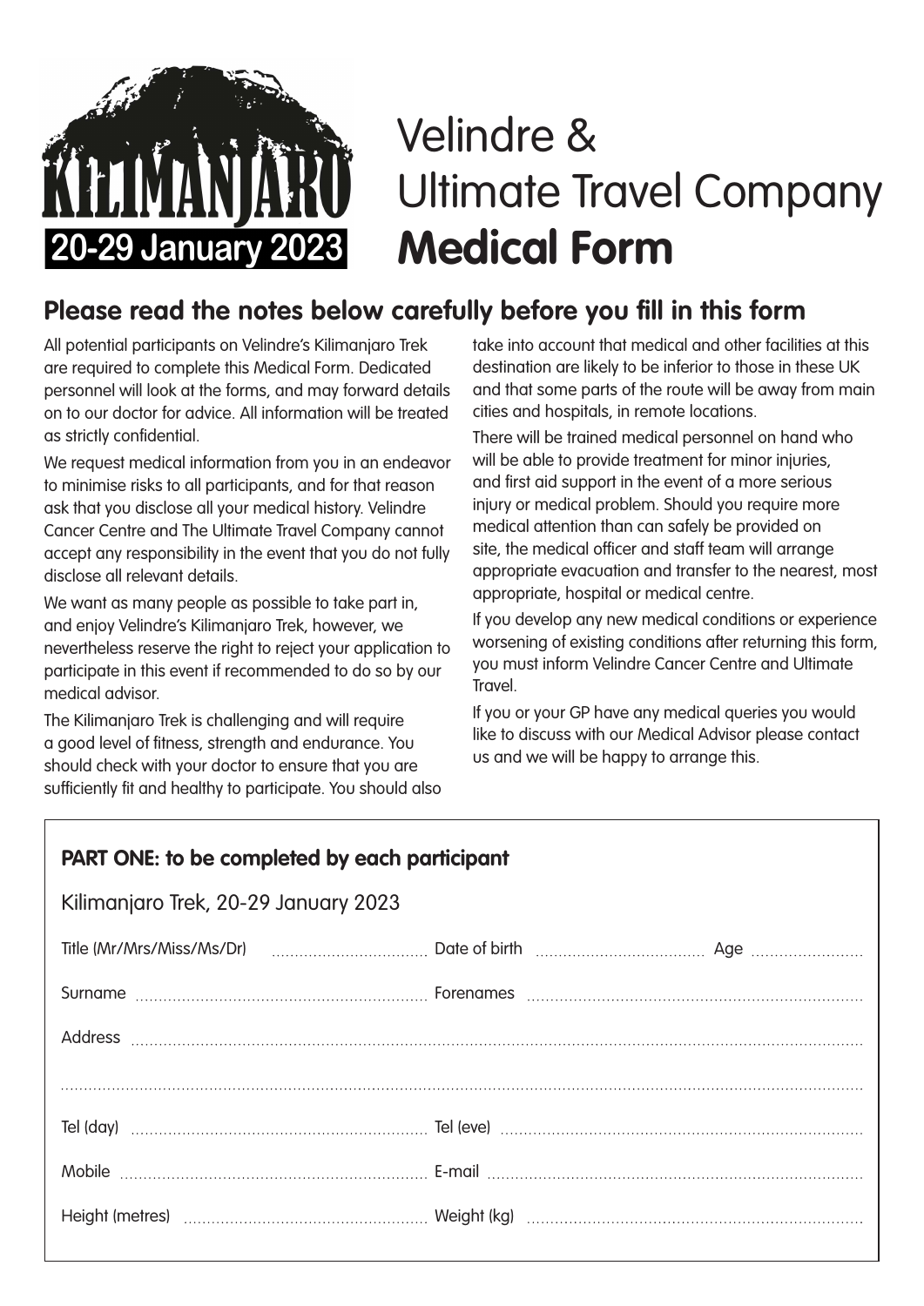KILIMANJARO

20-29 January 2023

# Velindre & Ultimate Travel Company **Medical Form**

## Please read the notes below carefully before you fill in this form

All potential participants on Velindre's Kilimanjaro Trek are required to complete this Medical Form. Dedicated personnel will look at the forms, and may forward details on to our doctor for advice. All information will be treated as strictly confidential.

We request medical information from you in an endeavor to minimise risks to all participants, and for that reason ask that you disclose all your medical history. Velindre Cancer Centre and The Ultimate Travel Company cannot accept any responsibility in the event that you do not fully disclose all relevant details.

We want as many people as possible to take part in, and enjoy Velindre's Kilimanjaro Trek, however, we nevertheless reserve the right to reject your application to participate in this event if recommended to do so by our medical advisor.

The Kilimanjaro Trek is challenging and will require a good level of fitness, strength and endurance. You should check with your doctor to ensure that you are sufficiently fit and healthy to participate. You should also take into account that medical and other facilities at this destination are likely to be inferior to those in these UK and that some parts of the route will be away from main cities and hospitals, in remote locations.

There will be trained medical personnel on hand who will be able to provide treatment for minor injuries, and first aid support in the event of a more serious injury or medical problem. Should you require more medical attention than can safely be provided on site, the medical officer and staff team will arrange appropriate evacuation and transfer to the nearest, most appropriate, hospital or medical centre.

If you develop any new medical conditions or experience worsening of existing conditions after returning this form, you must inform Velindre Cancer Centre and Ultimate Travel.

If you or your GP have any medical queries you would like to discuss with our Medical Advisor please contact us and we will be happy to arrange this.

### PART ONE: to be completed by each participant

Kilimanjaro Trek, 20-29 January 2023

Title (Mr/Mrs/Miss/Ms/Dr) .................................. Date of birth .................................. Age ......................

Surname .................................. Forenames ..................................

Address ..................................................................................................

..................................................................................................

Tel (day) .................................. Tel (eve) ..................................

Mobile .................................. E-mail ..................................

Height (metres) .................................. Weight (kg) ..................................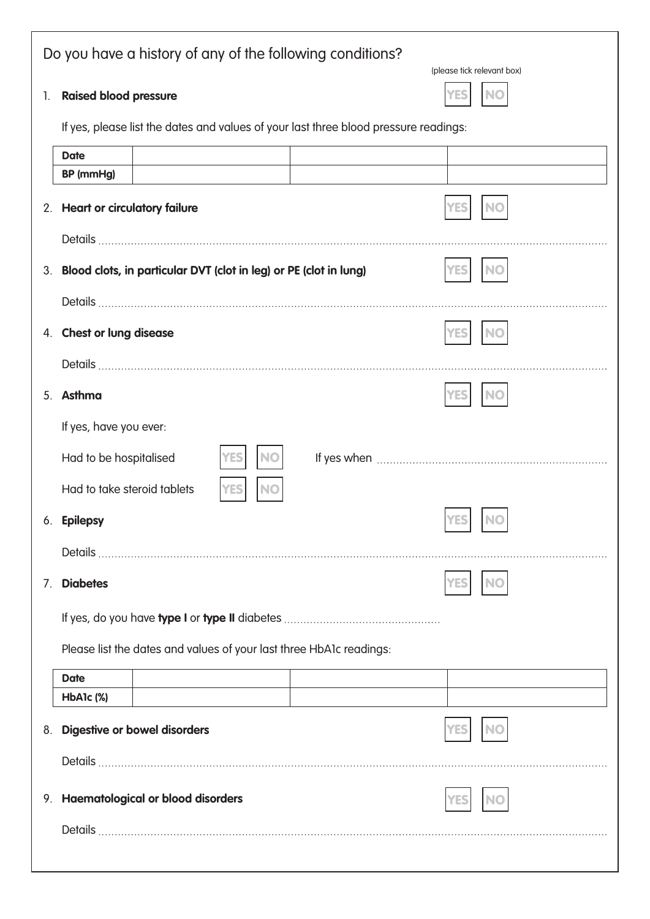## Do you have a history of any of the following conditions?

(please tick relevant box)

1. **Raised blood pressure** YES NO

   If yes, please list the dates and values of your last three blood pressure readings:

| **Date** | | | |
|---|---|---|---|
| **BP (mmHg)** | | | |

2. **Heart or circulatory failure** YES NO

   Details ..........................................................................................................................................................

3. **Blood clots, in particular DVT (clot in leg) or PE (clot in lung)** YES NO

   Details ..........................................................................................................................................................

4. **Chest or lung disease** YES NO

   Details ..........................................................................................................................................................

5. **Asthma** YES NO

   If yes, have you ever:

   Had to be hospitalised YES NO If yes when ......................................................................

   Had to take steroid tablets YES NO

6. **Epilepsy** YES NO

   Details ..........................................................................................................................................................

7. **Diabetes** YES NO

   If yes, do you have **type I** or **type II** diabetes ................................................

   Please list the dates and values of your last three HbA1c readings:

| **Date** | | | |
|---|---|---|---|
| **HbA1c (%)** | | | |

8. **Digestive or bowel disorders** YES NO

   Details ..........................................................................................................................................................

9. **Haematological or blood disorders** YES NO

   Details ..........................................................................................................................................................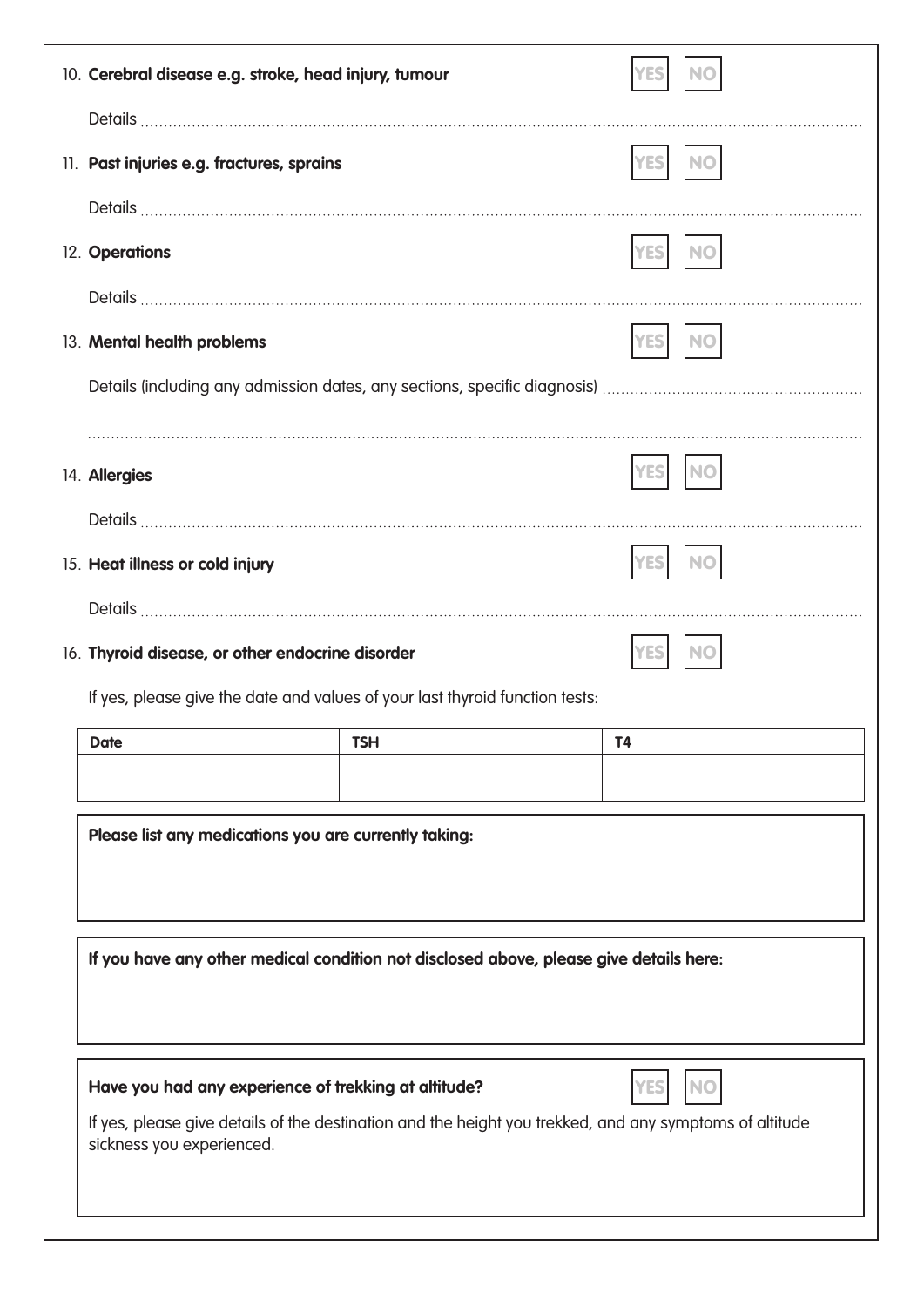10. **Cerebral disease e.g. stroke, head injury, tumour** YES NO

    Details ..........................................................................................................................................

11. **Past injuries e.g. fractures, sprains** YES NO

    Details ..........................................................................................................................................

12. **Operations** YES NO

    Details ..........................................................................................................................................

13. **Mental health problems** YES NO

    Details (including any admission dates, any sections, specific diagnosis) ..........................................................

    ..........................................................................................................................................

14. **Allergies** YES NO

    Details ..........................................................................................................................................

15. **Heat illness or cold injury** YES NO

    Details ..........................................................................................................................................

16. **Thyroid disease, or other endocrine disorder** YES NO

    If yes, please give the date and values of your last thyroid function tests:

| Date | TSH | T4 |
|---|---|---|
| | | |

**Please list any medications you are currently taking:**

**If you have any other medical condition not disclosed above, please give details here:**

**Have you had any experience of trekking at altitude?** YES NO

If yes, please give details of the destination and the height you trekked, and any symptoms of altitude sickness you experienced.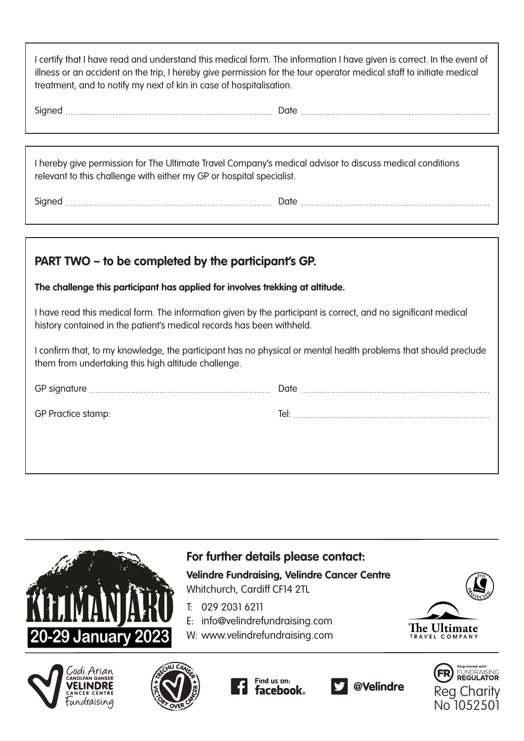I certify that I have read and understand this medical form. The information I have given is correct. In the event of illness or an accident on the trip, I hereby give permission for the tour operator medical staff to initiate medical treatment, and to notify my next of kin in case of hospitalisation.

Signed ............................................................ Date ............................................................

I hereby give permission for The Ultimate Travel Company's medical advisor to discuss medical conditions relevant to this challenge with either my GP or hospital specialist.

Signed ............................................................ Date ............................................................

## PART TWO – to be completed by the participant's GP.

**The challenge this participant has applied for involves trekking at altitude.**

I have read this medical form. The information given by the participant is correct, and no significant medical history contained in the patient's medical records has been withheld.

I confirm that, to my knowledge, the participant has no physical or mental health problems that should preclude them from undertaking this high altitude challenge.

GP signature ............................................................ Date ............................................................

GP Practice stamp: Tel: ............................................................

KILIMANJARO
20-29 January 2023

### For further details please contact:

**Velindre Fundraising, Velindre Cancer Centre**
Whitchurch, Cardiff CF14 2TL

T: 029 2031 6211
E: info@velindrefundraising.com
W: www.velindrefundraising.com

5111 ATOL PROTECTED

The Ultimate TRAVEL COMPANY

Codi Arian CANOLFAN GANSER VELINDRE CANCER CENTRE Fundraising

TRECHU CANSER VICTORY OVER CANCER

Find us on: facebook.

@Velindre

Registered with FUNDRAISING REGULATOR
Reg Charity No 1052501